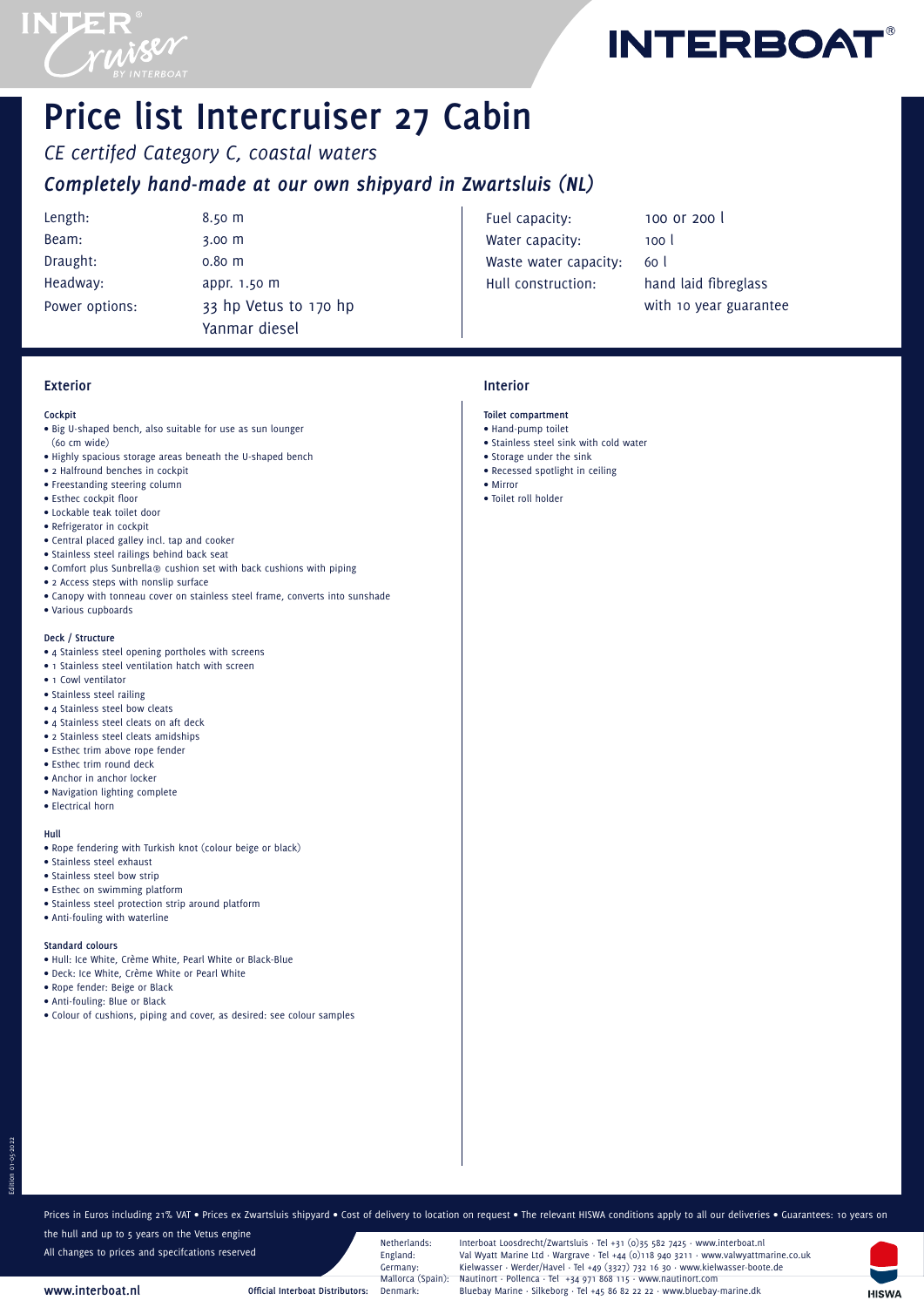# Price list Intercruiser 27 Cabin

*CE certifed Category C, coastal waters*

***Completely hand-made at our own shipyard in Zwartsluis (NL)***

| | |
|---|---|
| Length: | 8.50 m |
| Beam: | 3.00 m |
| Draught: | 0.80 m |
| Headway: | appr. 1.50 m |
| Power options: | 33 hp Vetus to 170 hp Yanmar diesel |
| Fuel capacity: | 100 or 200 l |
| Water capacity: | 100 l |
| Waste water capacity: | 60 l |
| Hull construction: | hand laid fibreglass with 10 year guarantee |

## Exterior

### Cockpit

- Big U-shaped bench, also suitable for use as sun lounger (60 cm wide)
- Highly spacious storage areas beneath the U-shaped bench
- 2 Halfround benches in cockpit
- Freestanding steering column
- Esthec cockpit floor
- Lockable teak toilet door
- Refrigerator in cockpit
- Central placed galley incl. tap and cooker
- Stainless steel railings behind back seat
- Comfort plus Sunbrella® cushion set with back cushions with piping
- 2 Access steps with nonslip surface
- Canopy with tonneau cover on stainless steel frame, converts into sunshade
- Various cupboards

### Deck / Structure

- 4 Stainless steel opening portholes with screens
- 1 Stainless steel ventilation hatch with screen
- 1 Cowl ventilator
- Stainless steel railing
- 4 Stainless steel bow cleats
- 4 Stainless steel cleats on aft deck
- 2 Stainless steel cleats amidships
- Esthec trim above rope fender
- Esthec trim round deck
- Anchor in anchor locker
- Navigation lighting complete
- Electrical horn

### Hull

- Rope fendering with Turkish knot (colour beige or black)
- Stainless steel exhaust
- Stainless steel bow strip
- Esthec on swimming platform
- Stainless steel protection strip around platform
- Anti-fouling with waterline

### Standard colours

- Hull: Ice White, Crème White, Pearl White or Black-Blue
- Deck: Ice White, Crème White or Pearl White
- Rope fender: Beige or Black
- Anti-fouling: Blue or Black
- Colour of cushions, piping and cover, as desired: see colour samples

## Interior

### Toilet compartment

- Hand-pump toilet
- Stainless steel sink with cold water
- Storage under the sink
- Recessed spotlight in ceiling
- Mirror
- Toilet roll holder

Prices in Euros including 21% VAT • Prices ex Zwartsluis shipyard • Cost of delivery to location on request • The relevant HISWA conditions apply to all our deliveries • Guarantees: 10 years on the hull and up to 5 years on the Vetus engine

All changes to prices and specifcations reserved

www.interboat.nl

Official Interboat Distributors:

| | |
|---|---|
| Netherlands: | Interboat Loosdrecht/Zwartsluis · Tel +31 (0)35 582 7425 · www.interboat.nl |
| England: | Val Wyatt Marine Ltd · Wargrave · Tel +44 (0)118 940 3211 · www.valwyattmarine.co.uk |
| Germany: | Kielwasser · Werder/Havel · Tel +49 (3327) 732 16 30 · www.kielwasser-boote.de |
| Mallorca (Spain): | Nautinort · Pollenca · Tel +34 971 868 115 · www.nautinort.com |
| Denmark: | Bluebay Marine · Silkeborg · Tel +45 86 82 22 22 · www.bluebay-marine.dk |

Edition 01-05-2022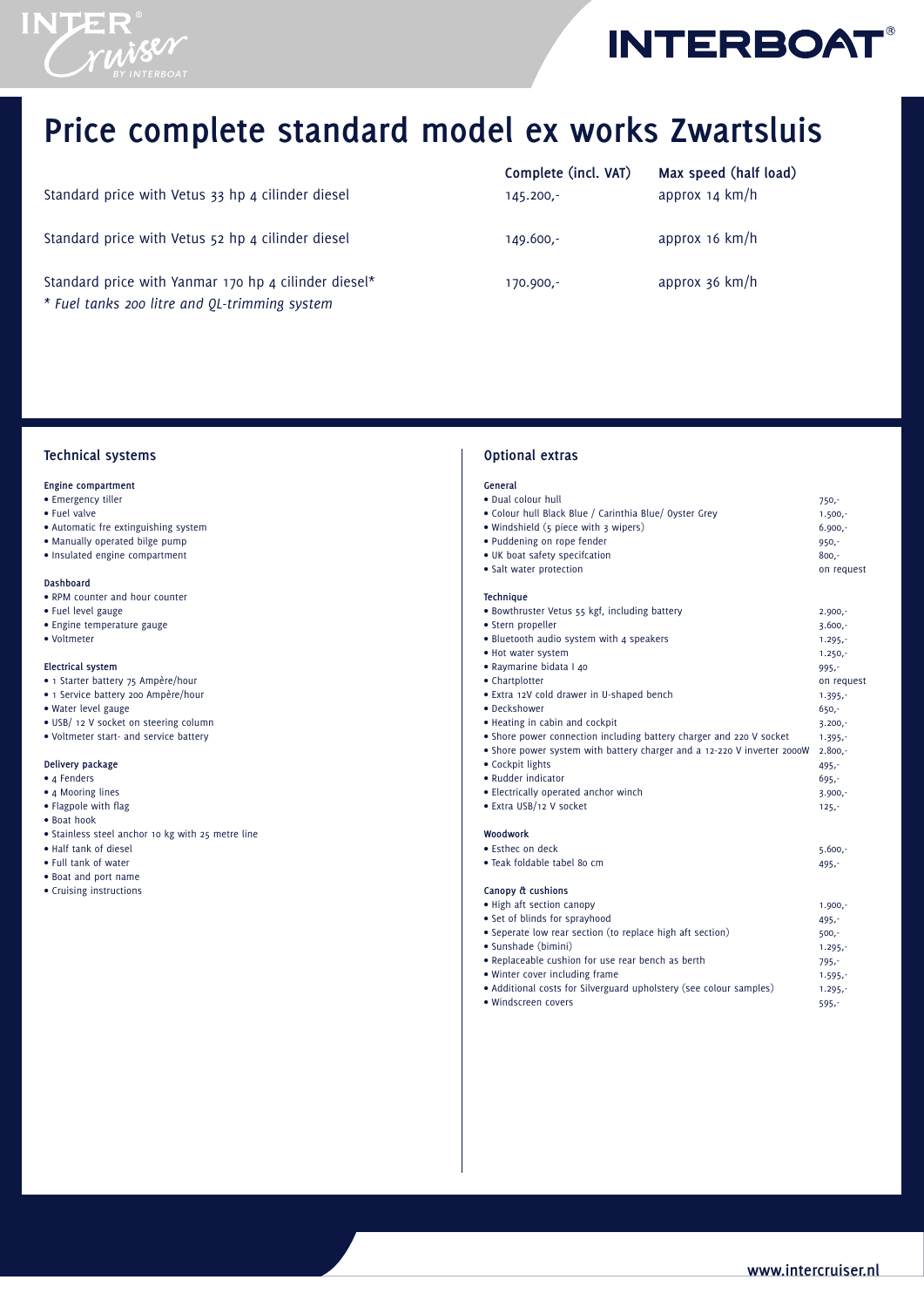# Price complete standard model ex works Zwartsluis

| | Complete (incl. VAT) | Max speed (half load) |
|---|---|---|
| Standard price with Vetus 33 hp 4 cilinder diesel | 145.200,- | approx 14 km/h |
| Standard price with Vetus 52 hp 4 cilinder diesel | 149.600,- | approx 16 km/h |
| Standard price with Yanmar 170 hp 4 cilinder diesel* | 170.900,- | approx 36 km/h |

*\* Fuel tanks 200 litre and QL-trimming system*

## Technical systems

**Engine compartment**
- Emergency tiller
- Fuel valve
- Automatic fre extinguishing system
- Manually operated bilge pump
- Insulated engine compartment

**Dashboard**
- RPM counter and hour counter
- Fuel level gauge
- Engine temperature gauge
- Voltmeter

**Electrical system**
- 1 Starter battery 75 Ampère/hour
- 1 Service battery 200 Ampère/hour
- Water level gauge
- USB/ 12 V socket on steering column
- Voltmeter start- and service battery

**Delivery package**
- 4 Fenders
- 4 Mooring lines
- Flagpole with flag
- Boat hook
- Stainless steel anchor 10 kg with 25 metre line
- Half tank of diesel
- Full tank of water
- Boat and port name
- Cruising instructions

## Optional extras

**General**

| | |
|---|---|
| • Dual colour hull | 750,- |
| • Colour hull Black Blue / Carinthia Blue/ Oyster Grey | 1.500,- |
| • Windshield (5 piece with 3 wipers) | 6.900,- |
| • Puddening on rope fender | 950,- |
| • UK boat safety specifcation | 800,- |
| • Salt water protection | on request |

**Technique**

| | |
|---|---|
| • Bowthruster Vetus 55 kgf, including battery | 2.900,- |
| • Stern propeller | 3.600,- |
| • Bluetooth audio system with 4 speakers | 1.295,- |
| • Hot water system | 1.250,- |
| • Raymarine bidata I 40 | 995,- |
| • Chartplotter | on request |
| • Extra 12V cold drawer in U-shaped bench | 1.395,- |
| • Deckshower | 650,- |
| • Heating in cabin and cockpit | 3.200,- |
| • Shore power connection including battery charger and 220 V socket | 1.395,- |
| • Shore power system with battery charger and a 12-220 V inverter 2000W | 2.800,- |
| • Cockpit lights | 495,- |
| • Rudder indicator | 695,- |
| • Electrically operated anchor winch | 3.900,- |
| • Extra USB/12 V socket | 125,- |

**Woodwork**

| | |
|---|---|
| • Esthec on deck | 5.600,- |
| • Teak foldable tabel 80 cm | 495,- |

**Canopy & cushions**

| | |
|---|---|
| • High aft section canopy | 1.900,- |
| • Set of blinds for sprayhood | 495,- |
| • Seperate low rear section (to replace high aft section) | 500,- |
| • Sunshade (bimini) | 1.295,- |
| • Replaceable cushion for use rear bench as berth | 795,- |
| • Winter cover including frame | 1.595,- |
| • Additional costs for Silverguard upholstery (see colour samples) | 1.295,- |
| • Windscreen covers | 595,- |

www.intercruiser.nl